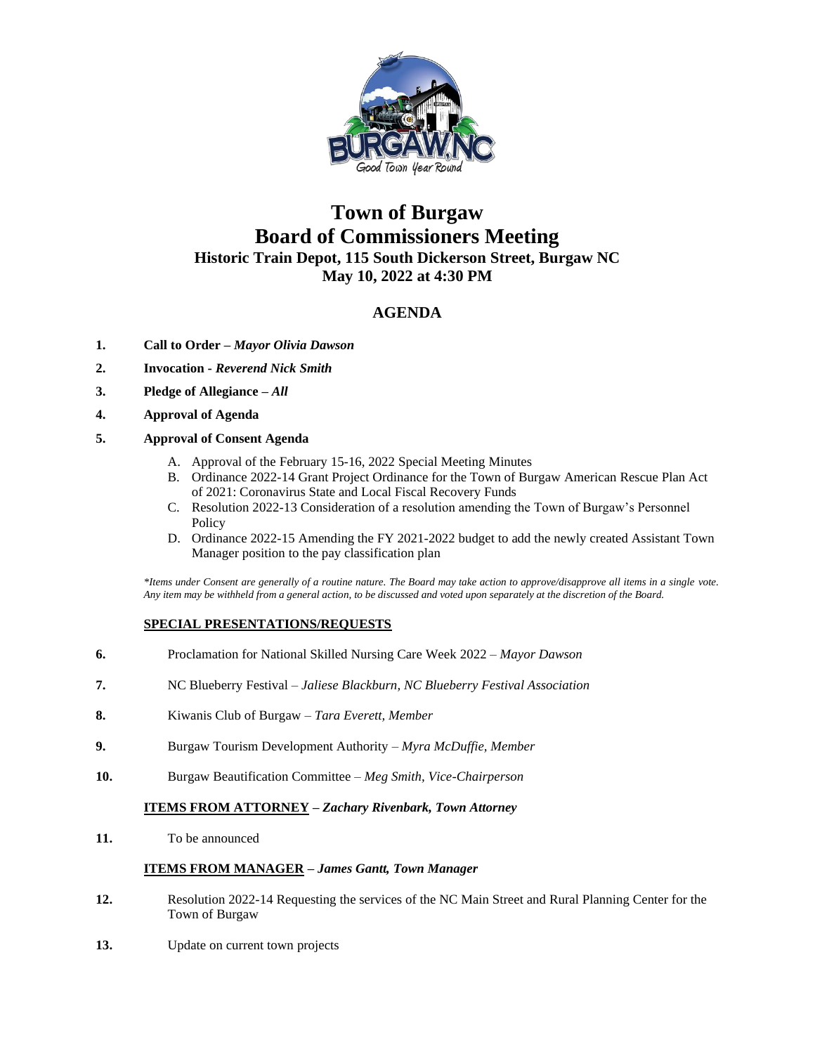# Town of Burgaw
# Board of Commissioners Meeting

### Historic Train Depot, 115 South Dickerson Street, Burgaw NC
### May 10, 2022 at 4:30 PM

## AGENDA

1. **Call to Order –** ***Mayor Olivia Dawson***
2. **Invocation -** ***Reverend Nick Smith***
3. **Pledge of Allegiance –** ***All***
4. **Approval of Agenda**
5. **Approval of Consent Agenda**
   - A. Approval of the February 15-16, 2022 Special Meeting Minutes
   - B. Ordinance 2022-14 Grant Project Ordinance for the Town of Burgaw American Rescue Plan Act of 2021: Coronavirus State and Local Fiscal Recovery Funds
   - C. Resolution 2022-13 Consideration of a resolution amending the Town of Burgaw's Personnel Policy
   - D. Ordinance 2022-15 Amending the FY 2021-2022 budget to add the newly created Assistant Town Manager position to the pay classification plan

*\*Items under Consent are generally of a routine nature. The Board may take action to approve/disapprove all items in a single vote. Any item may be withheld from a general action, to be discussed and voted upon separately at the discretion of the Board.*

**SPECIAL PRESENTATIONS/REQUESTS**

6. Proclamation for National Skilled Nursing Care Week 2022 – *Mayor Dawson*
7. NC Blueberry Festival – *Jaliese Blackburn, NC Blueberry Festival Association*
8. Kiwanis Club of Burgaw – *Tara Everett, Member*
9. Burgaw Tourism Development Authority – *Myra McDuffie, Member*
10. Burgaw Beautification Committee – *Meg Smith, Vice-Chairperson*

**ITEMS FROM ATTORNEY –** ***Zachary Rivenbark, Town Attorney***

11. To be announced

**ITEMS FROM MANAGER –** ***James Gantt, Town Manager***

12. Resolution 2022-14 Requesting the services of the NC Main Street and Rural Planning Center for the Town of Burgaw
13. Update on current town projects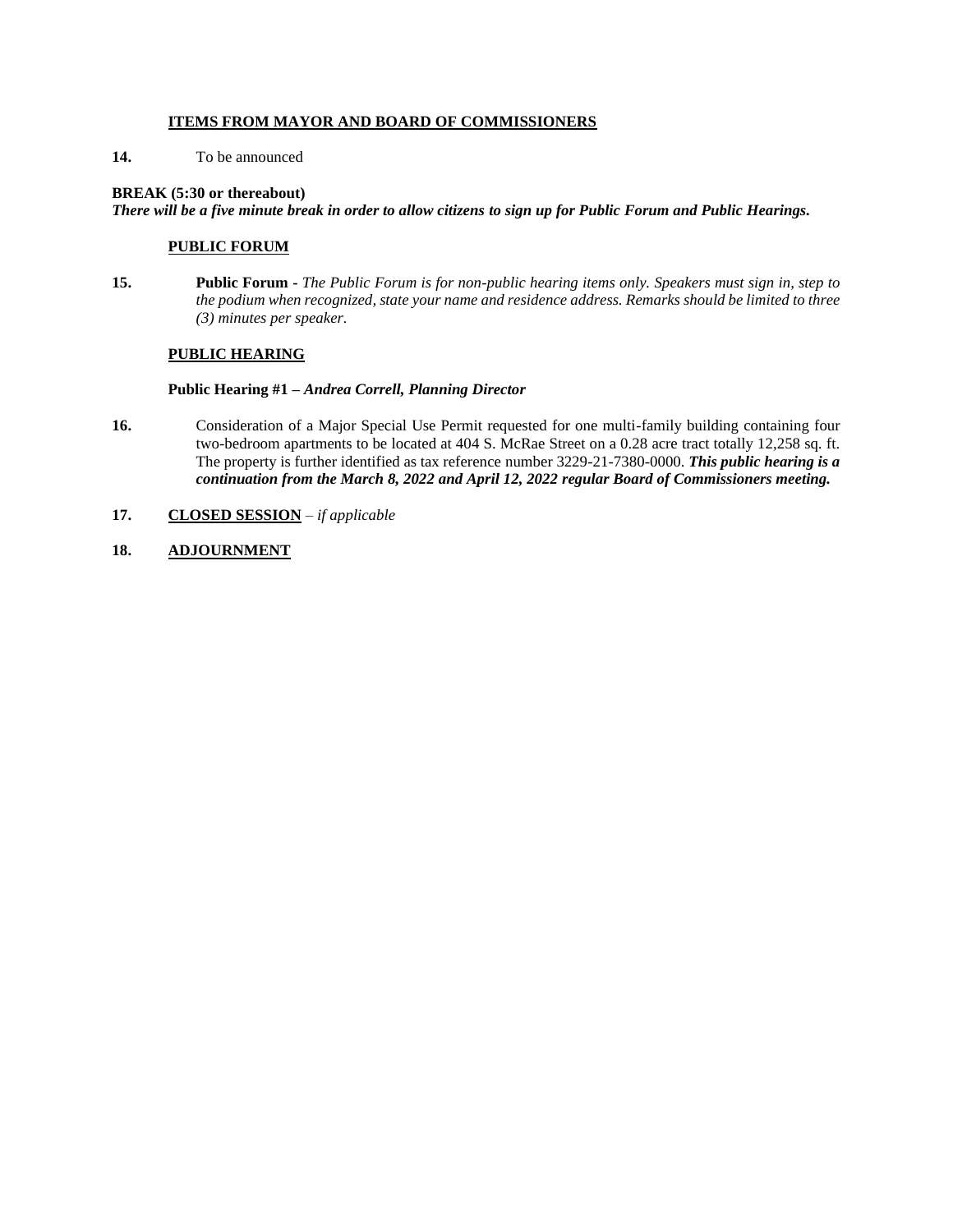**ITEMS FROM MAYOR AND BOARD OF COMMISSIONERS**

**14.** To be announced

**BREAK (5:30 or thereabout)**

***There will be a five minute break in order to allow citizens to sign up for Public Forum and Public Hearings.***

**PUBLIC FORUM**

**15.** **Public Forum -** *The Public Forum is for non-public hearing items only. Speakers must sign in, step to the podium when recognized, state your name and residence address. Remarks should be limited to three (3) minutes per speaker.*

**PUBLIC HEARING**

**Public Hearing #1 –** ***Andrea Correll, Planning Director***

**16.** Consideration of a Major Special Use Permit requested for one multi-family building containing four two-bedroom apartments to be located at 404 S. McRae Street on a 0.28 acre tract totally 12,258 sq. ft. The property is further identified as tax reference number 3229-21-7380-0000. ***This public hearing is a continuation from the March 8, 2022 and April 12, 2022 regular Board of Commissioners meeting.***

**17.** **CLOSED SESSION** – *if applicable*

**18.** **ADJOURNMENT**